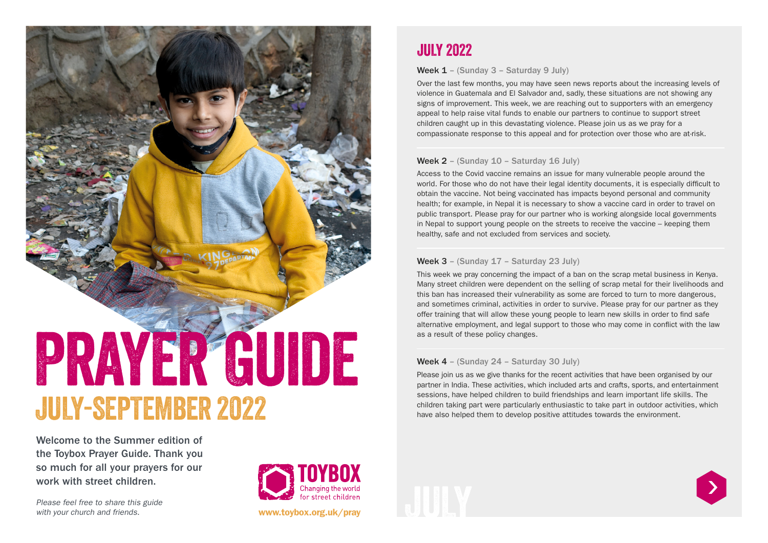# PRAYER GUIDE

## JULY-SEPTEMBER 2022

Welcome to the Summer edition of the Toybox Prayer Guide. Thank you so much for all your prayers for our work with street children.

*Please feel free to share this guide with your church and friends.*

TOYBOX
Changing the world for street children

**www.toybox.org.uk/pray**

## JULY 2022

**Week 1** – (Sunday 3 – Saturday 9 July)

Over the last few months, you may have seen news reports about the increasing levels of violence in Guatemala and El Salvador and, sadly, these situations are not showing any signs of improvement. This week, we are reaching out to supporters with an emergency appeal to help raise vital funds to enable our partners to continue to support street children caught up in this devastating violence. Please join us as we pray for a compassionate response to this appeal and for protection over those who are at-risk.

**Week 2** – (Sunday 10 – Saturday 16 July)

Access to the Covid vaccine remains an issue for many vulnerable people around the world. For those who do not have their legal identity documents, it is especially difficult to obtain the vaccine. Not being vaccinated has impacts beyond personal and community health; for example, in Nepal it is necessary to show a vaccine card in order to travel on public transport. Please pray for our partner who is working alongside local governments in Nepal to support young people on the streets to receive the vaccine – keeping them healthy, safe and not excluded from services and society.

**Week 3** – (Sunday 17 – Saturday 23 July)

This week we pray concerning the impact of a ban on the scrap metal business in Kenya. Many street children were dependent on the selling of scrap metal for their livelihoods and this ban has increased their vulnerability as some are forced to turn to more dangerous, and sometimes criminal, activities in order to survive. Please pray for our partner as they offer training that will allow these young people to learn new skills in order to find safe alternative employment, and legal support to those who may come in conflict with the law as a result of these policy changes.

**Week 4** – (Sunday 24 – Saturday 30 July)

Please join us as we give thanks for the recent activities that have been organised by our partner in India. These activities, which included arts and crafts, sports, and entertainment sessions, have helped children to build friendships and learn important life skills. The children taking part were particularly enthusiastic to take part in outdoor activities, which have also helped them to develop positive attitudes towards the environment.

JULY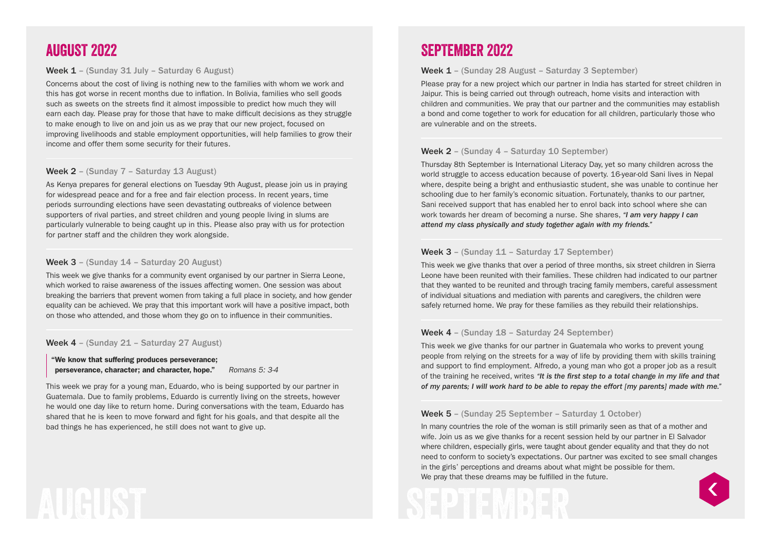# AUGUST 2022

**Week 1** – (Sunday 31 July – Saturday 6 August)

Concerns about the cost of living is nothing new to the families with whom we work and this has got worse in recent months due to inflation. In Bolivia, families who sell goods such as sweets on the streets find it almost impossible to predict how much they will earn each day. Please pray for those that have to make difficult decisions as they struggle to make enough to live on and join us as we pray that our new project, focused on improving livelihoods and stable employment opportunities, will help families to grow their income and offer them some security for their futures.

**Week 2** – (Sunday 7 – Saturday 13 August)

As Kenya prepares for general elections on Tuesday 9th August, please join us in praying for widespread peace and for a free and fair election process. In recent years, time periods surrounding elections have seen devastating outbreaks of violence between supporters of rival parties, and street children and young people living in slums are particularly vulnerable to being caught up in this. Please also pray with us for protection for partner staff and the children they work alongside.

**Week 3** – (Sunday 14 – Saturday 20 August)

This week we give thanks for a community event organised by our partner in Sierra Leone, which worked to raise awareness of the issues affecting women. One session was about breaking the barriers that prevent women from taking a full place in society, and how gender equality can be achieved. We pray that this important work will have a positive impact, both on those who attended, and those whom they go on to influence in their communities.

**Week 4** – (Sunday 21 – Saturday 27 August)

> **"We know that suffering produces perseverance; perseverance, character; and character, hope."** *Romans 5: 3-4*

This week we pray for a young man, Eduardo, who is being supported by our partner in Guatemala. Due to family problems, Eduardo is currently living on the streets, however he would one day like to return home. During conversations with the team, Eduardo has shared that he is keen to move forward and fight for his goals, and that despite all the bad things he has experienced, he still does not want to give up.

# SEPTEMBER 2022

**Week 1** – (Sunday 28 August – Saturday 3 September)

Please pray for a new project which our partner in India has started for street children in Jaipur. This is being carried out through outreach, home visits and interaction with children and communities. We pray that our partner and the communities may establish a bond and come together to work for education for all children, particularly those who are vulnerable and on the streets.

**Week 2** – (Sunday 4 – Saturday 10 September)

Thursday 8th September is International Literacy Day, yet so many children across the world struggle to access education because of poverty. 16-year-old Sani lives in Nepal where, despite being a bright and enthusiastic student, she was unable to continue her schooling due to her family's economic situation. Fortunately, thanks to our partner, Sani received support that has enabled her to enrol back into school where she can work towards her dream of becoming a nurse. She shares, ***"I am very happy I can attend my class physically and study together again with my friends."***

**Week 3** – (Sunday 11 – Saturday 17 September)

This week we give thanks that over a period of three months, six street children in Sierra Leone have been reunited with their families. These children had indicated to our partner that they wanted to be reunited and through tracing family members, careful assessment of individual situations and mediation with parents and caregivers, the children were safely returned home. We pray for these families as they rebuild their relationships.

**Week 4** – (Sunday 18 – Saturday 24 September)

This week we give thanks for our partner in Guatemala who works to prevent young people from relying on the streets for a way of life by providing them with skills training and support to find employment. Alfredo, a young man who got a proper job as a result of the training he received, writes ***"It is the first step to a total change in my life and that of my parents; I will work hard to be able to repay the effort [my parents] made with me."***

**Week 5** – (Sunday 25 September – Saturday 1 October)

In many countries the role of the woman is still primarily seen as that of a mother and wife. Join us as we give thanks for a recent session held by our partner in El Salvador where children, especially girls, were taught about gender equality and that they do not need to conform to society's expectations. Our partner was excited to see small changes in the girls' perceptions and dreams about what might be possible for them. We pray that these dreams may be fulfilled in the future.